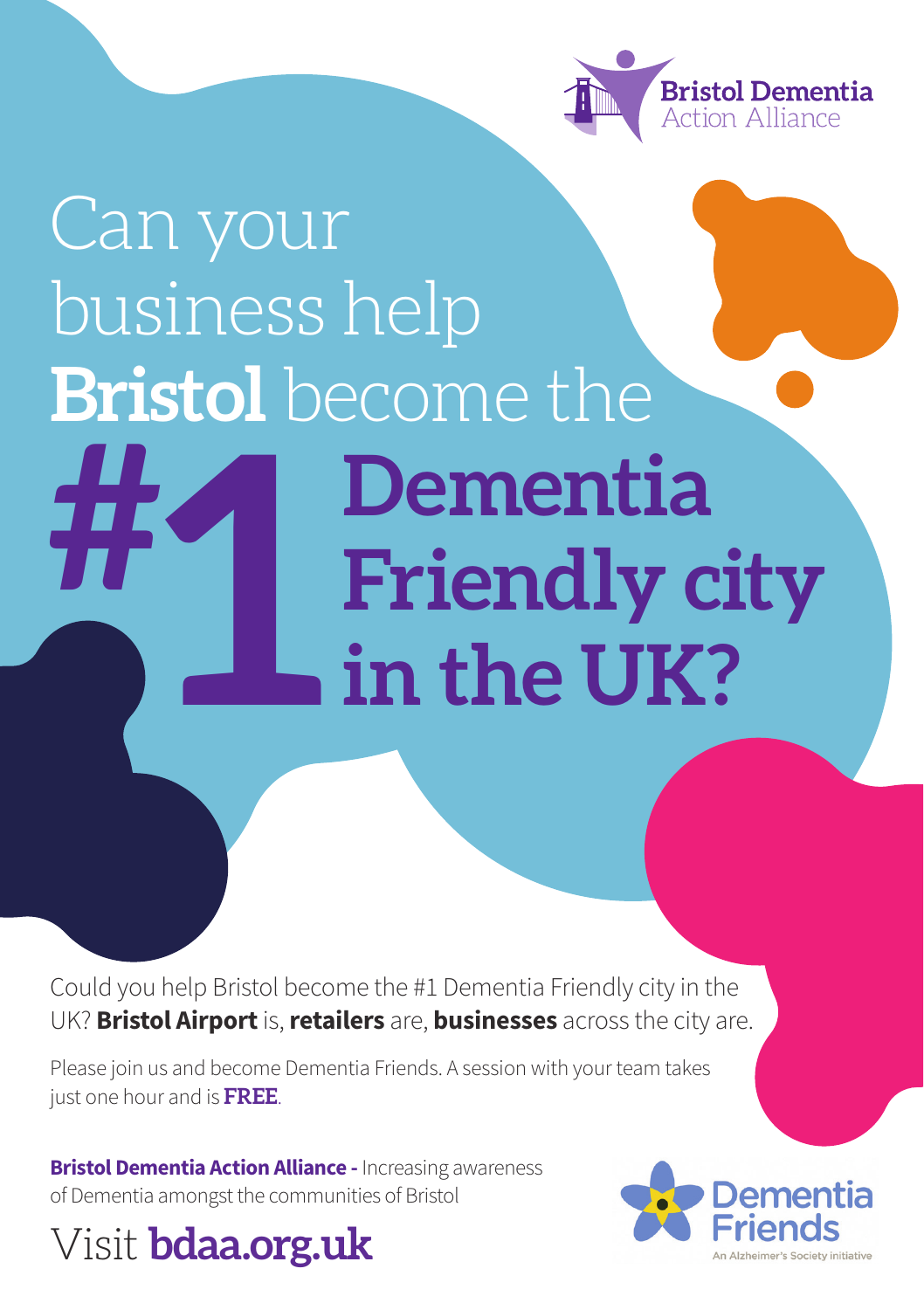Bristol Dementia Action Alliance

# Can your business help **Bristol** become the #1 Dementia Friendly city in the UK?

Could you help Bristol become the #1 Dementia Friendly city in the UK? **Bristol Airport** is, **retailers** are, **businesses** across the city are.

Please join us and become Dementia Friends. A session with your team takes just one hour and is **FREE**.

**Bristol Dementia Action Alliance -** Increasing awareness of Dementia amongst the communities of Bristol

Visit **bdaa.org.uk**

Dementia Friends
An Alzheimer's Society initiative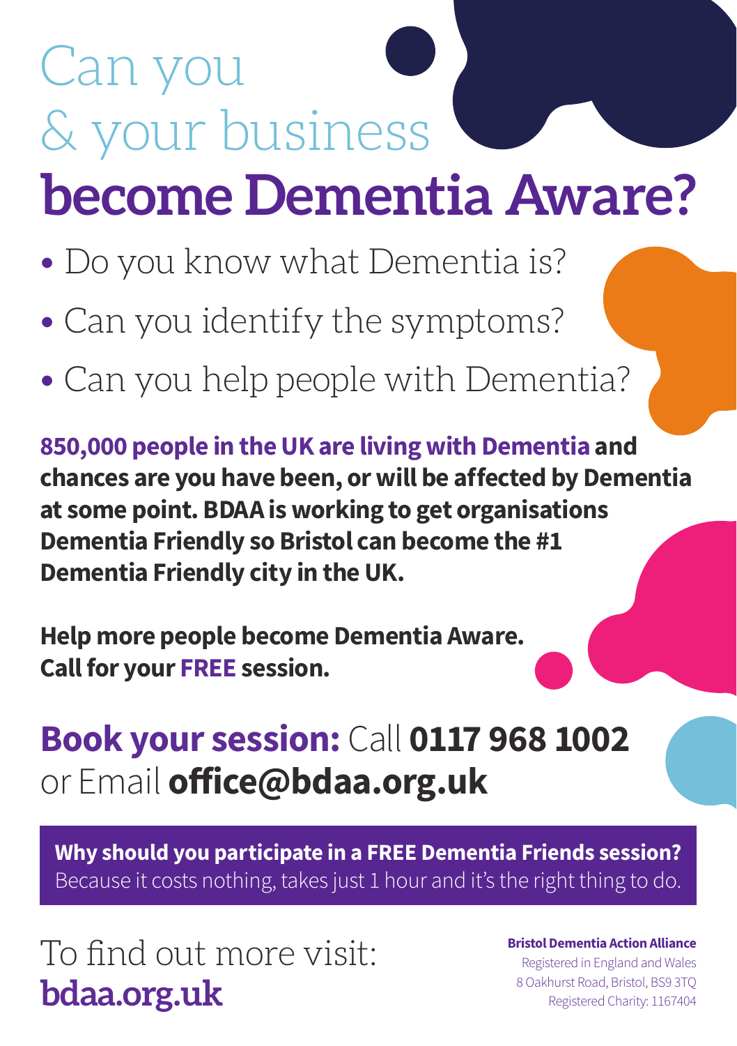# Can you & your business **become Dementia Aware?**

- Do you know what Dementia is?
- Can you identify the symptoms?
- Can you help people with Dementia?

**850,000 people in the UK are living with Dementia and chances are you have been, or will be affected by Dementia at some point. BDAA is working to get organisations Dementia Friendly so Bristol can become the #1 Dementia Friendly city in the UK.**

**Help more people become Dementia Aware.**
**Call for your FREE session.**

## **Book your session:** Call **0117 968 1002** or Email **office@bdaa.org.uk**

**Why should you participate in a FREE Dementia Friends session?**
Because it costs nothing, takes just 1 hour and it's the right thing to do.

To find out more visit:
**bdaa.org.uk**

**Bristol Dementia Action Alliance**
Registered in England and Wales
8 Oakhurst Road, Bristol, BS9 3TQ
Registered Charity: 1167404